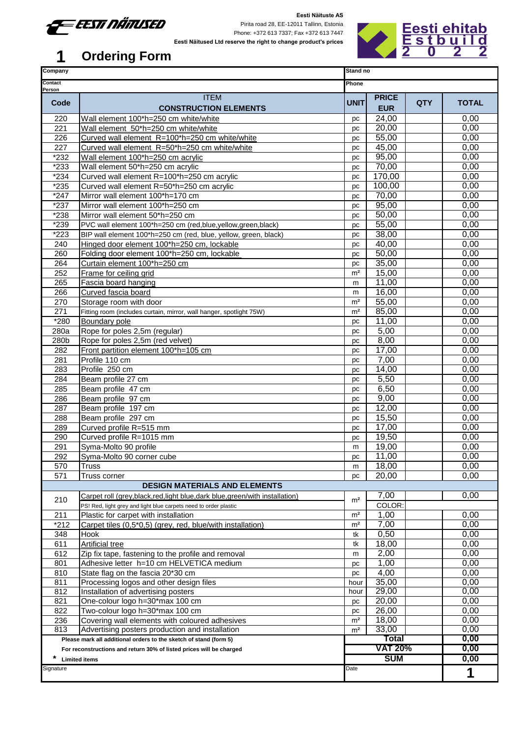**Eesti Näituste AS**
Pirita road 28, EE-12011 Tallinn, Estonia
Phone: +372 613 7337; Fax +372 613 7447
**Eesti Näitused Ltd reserve the right to change product's prices**

Eesti ehitab Estbuild 2022

# 1 Ordering Form

| Company | | Stand no | | | |
|---|---|---|---|---|---|
| Contact Person | | Phone | | | |
| **Code** | ITEM **CONSTRUCTION ELEMENTS** | **UNIT** | **PRICE EUR** | **QTY** | **TOTAL** |
| 220 | Wall element 100*h=250 cm white/white | pc | 24,00 | | 0,00 |
| 221 | Wall element 50*h=250 cm white/white | pc | 20,00 | | 0,00 |
| 226 | Curved wall element R=100*h=250 cm white/white | pc | 55,00 | | 0,00 |
| 227 | Curved wall element R=50*h=250 cm white/white | pc | 45,00 | | 0,00 |
| *232 | Wall element 100*h=250 cm acrylic | pc | 95,00 | | 0,00 |
| *233 | Wall element 50*h=250 cm acrylic | pc | 70,00 | | 0,00 |
| *234 | Curved wall element R=100*h=250 cm acrylic | pc | 170,00 | | 0,00 |
| *235 | Curved wall element R=50*h=250 cm acrylic | pc | 100,00 | | 0,00 |
| *247 | Mirror wall element 100*h=170 cm | pc | 70,00 | | 0,00 |
| *237 | Mirror wall element 100*h=250 cm | pc | 95,00 | | 0,00 |
| *238 | Mirror wall element 50*h=250 cm | pc | 50,00 | | 0,00 |
| *239 | PVC wall element 100*h=250 cm (red,blue,yellow,green,black) | pc | 55,00 | | 0,00 |
| *223 | BIP wall element 100*h=250 cm (red, blue, yellow, green, black) | pc | 38,00 | | 0,00 |
| 240 | Hinged door element 100*h=250 cm, lockable | pc | 40,00 | | 0,00 |
| 260 | Folding door element 100*h=250 cm, lockable | pc | 50,00 | | 0,00 |
| 264 | Curtain element 100*h=250 cm | pc | 35,00 | | 0,00 |
| 252 | Frame for ceiling grid | m² | 15,00 | | 0,00 |
| 265 | Fascia board hanging | m | 11,00 | | 0,00 |
| 266 | Curved fascia board | m | 16,00 | | 0,00 |
| 270 | Storage room with door | m² | 55,00 | | 0,00 |
| 271 | Fitting room (includes curtain, mirror, wall hanger, spotlight 75W) | m² | 85,00 | | 0,00 |
| *280 | Boundary pole | pc | 11,00 | | 0,00 |
| 280a | Rope for poles 2,5m (regular) | pc | 5,00 | | 0,00 |
| 280b | Rope for poles 2,5m (red velvet) | pc | 8,00 | | 0,00 |
| 282 | Front partition element 100*h=105 cm | pc | 17,00 | | 0,00 |
| 281 | Profile 110 cm | pc | 7,00 | | 0,00 |
| 283 | Profile 250 cm | pc | 14,00 | | 0,00 |
| 284 | Beam profile 27 cm | pc | 5,50 | | 0,00 |
| 285 | Beam profile 47 cm | pc | 6,50 | | 0,00 |
| 286 | Beam profile 97 cm | pc | 9,00 | | 0,00 |
| 287 | Beam profile 197 cm | pc | 12,00 | | 0,00 |
| 288 | Beam profile 297 cm | pc | 15,50 | | 0,00 |
| 289 | Curved profile R=515 mm | pc | 17,00 | | 0,00 |
| 290 | Curved profile R=1015 mm | pc | 19,50 | | 0,00 |
| 291 | Syma-Molto 90 profile | m | 19,00 | | 0,00 |
| 292 | Syma-Molto 90 corner cube | pc | 11,00 | | 0,00 |
| 570 | Truss | m | 18,00 | | 0,00 |
| 571 | Truss corner | pc | 20,00 | | 0,00 |
| | **DESIGN MATERIALS AND ELEMENTS** | | | | |
| 210 | Carpet roll (grey,black,red,light blue,dark blue,green/with installation) | m² | 7,00 | | 0,00 |
| | PS! Red, light grey and light blue carpets need to order plastic | | COLOR: | | |
| 211 | Plastic for carpet with installation | m² | 1,00 | | 0,00 |
| *212 | Carpet tiles (0,5*0,5) (grey, red, blue/with installation) | m² | 7,00 | | 0,00 |
| 348 | Hook | tk | 0,50 | | 0,00 |
| 611 | Artificial tree | tk | 18,00 | | 0,00 |
| 612 | Zip fix tape, fastening to the profile and removal | m | 2,00 | | 0,00 |
| 801 | Adhesive letter h=10 cm HELVETICA medium | pc | 1,00 | | 0,00 |
| 810 | State flag on the fascia 20*30 cm | pc | 4,00 | | 0,00 |
| 811 | Processing logos and other design files | hour | 35,00 | | 0,00 |
| 812 | Installation of advertising posters | hour | 29,00 | | 0,00 |
| 821 | One-colour logo h=30*max 100 cm | pc | 20,00 | | 0,00 |
| 822 | Two-colour logo h=30*max 100 cm | pc | 26,00 | | 0,00 |
| 236 | Covering wall elements with coloured adhesives | m² | 18,00 | | 0,00 |
| 813 | Advertising posters production and installation | m² | 33,00 | | 0,00 |
| | **Please mark all additional orders to the sketch of stand (form 5)** | | **Total** | | **0,00** |
| | **For reconstructions and return 30% of listed prices will be charged** | | **VAT 20%** | | **0,00** |
| * | **Limited items** | | **SUM** | | **0,00** |
| Signature | | Date | | | **1** |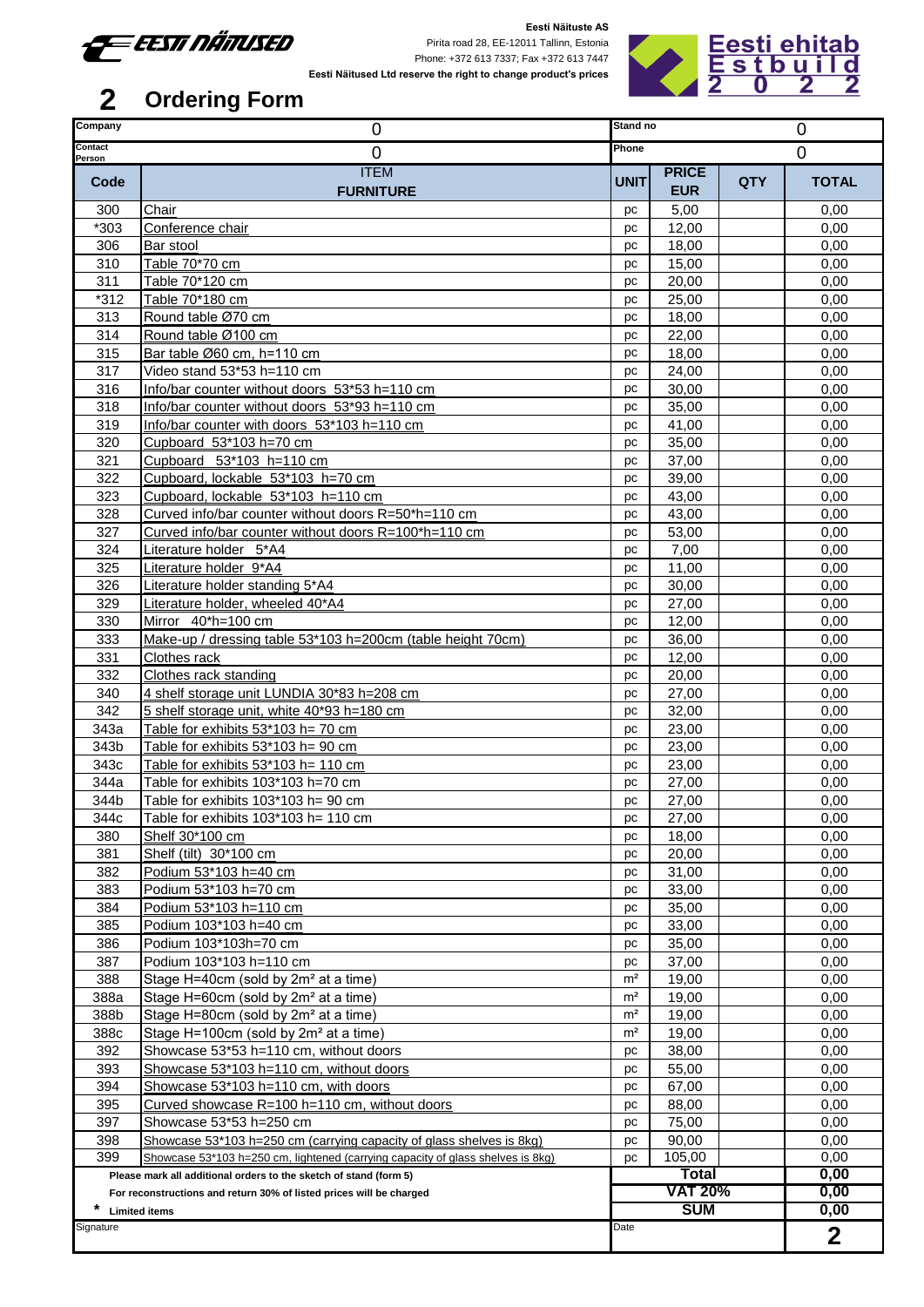Eesti Näituste AS
Pirita road 28, EE-12011 Tallinn, Estonia
Phone: +372 613 7337; Fax +372 613 7447
**Eesti Näitused Ltd reserve the right to change product's prices**

# 2 Ordering Form

| Company | 0 | Stand no | 0 |
|---|---|---|---|
| Contact Person | 0 | Phone | 0 |

| Code | ITEM FURNITURE | UNIT | PRICE EUR | QTY | TOTAL |
|---|---|---|---|---|---|
| 300 | Chair | pc | 5,00 | | 0,00 |
| *303 | Conference chair | pc | 12,00 | | 0,00 |
| 306 | Bar stool | pc | 18,00 | | 0,00 |
| 310 | Table 70*70 cm | pc | 15,00 | | 0,00 |
| 311 | Table 70*120 cm | pc | 20,00 | | 0,00 |
| *312 | Table 70*180 cm | pc | 25,00 | | 0,00 |
| 313 | Round table Ø70 cm | pc | 18,00 | | 0,00 |
| 314 | Round table Ø100 cm | pc | 22,00 | | 0,00 |
| 315 | Bar table Ø60 cm, h=110 cm | pc | 18,00 | | 0,00 |
| 317 | Video stand 53*53 h=110 cm | pc | 24,00 | | 0,00 |
| 316 | Info/bar counter without doors 53*53 h=110 cm | pc | 30,00 | | 0,00 |
| 318 | Info/bar counter without doors 53*93 h=110 cm | pc | 35,00 | | 0,00 |
| 319 | Info/bar counter with doors 53*103 h=110 cm | pc | 41,00 | | 0,00 |
| 320 | Cupboard 53*103 h=70 cm | pc | 35,00 | | 0,00 |
| 321 | Cupboard 53*103 h=110 cm | pc | 37,00 | | 0,00 |
| 322 | Cupboard, lockable 53*103 h=70 cm | pc | 39,00 | | 0,00 |
| 323 | Cupboard, lockable 53*103 h=110 cm | pc | 43,00 | | 0,00 |
| 328 | Curved info/bar counter without doors R=50*h=110 cm | pc | 43,00 | | 0,00 |
| 327 | Curved info/bar counter without doors R=100*h=110 cm | pc | 53,00 | | 0,00 |
| 324 | Literature holder 5*A4 | pc | 7,00 | | 0,00 |
| 325 | Literature holder 9*A4 | pc | 11,00 | | 0,00 |
| 326 | Literature holder standing 5*A4 | pc | 30,00 | | 0,00 |
| 329 | Literature holder, wheeled 40*A4 | pc | 27,00 | | 0,00 |
| 330 | Mirror 40*h=100 cm | pc | 12,00 | | 0,00 |
| 333 | Make-up / dressing table 53*103 h=200cm (table height 70cm) | pc | 36,00 | | 0,00 |
| 331 | Clothes rack | pc | 12,00 | | 0,00 |
| 332 | Clothes rack standing | pc | 20,00 | | 0,00 |
| 340 | 4 shelf storage unit LUNDIA 30*83 h=208 cm | pc | 27,00 | | 0,00 |
| 342 | 5 shelf storage unit, white 40*93 h=180 cm | pc | 32,00 | | 0,00 |
| 343a | Table for exhibits 53*103 h= 70 cm | pc | 23,00 | | 0,00 |
| 343b | Table for exhibits 53*103 h= 90 cm | pc | 23,00 | | 0,00 |
| 343c | Table for exhibits 53*103 h= 110 cm | pc | 23,00 | | 0,00 |
| 344a | Table for exhibits 103*103 h=70 cm | pc | 27,00 | | 0,00 |
| 344b | Table for exhibits 103*103 h= 90 cm | pc | 27,00 | | 0,00 |
| 344c | Table for exhibits 103*103 h= 110 cm | pc | 27,00 | | 0,00 |
| 380 | Shelf 30*100 cm | pc | 18,00 | | 0,00 |
| 381 | Shelf (tilt) 30*100 cm | pc | 20,00 | | 0,00 |
| 382 | Podium 53*103 h=40 cm | pc | 31,00 | | 0,00 |
| 383 | Podium 53*103 h=70 cm | pc | 33,00 | | 0,00 |
| 384 | Podium 53*103 h=110 cm | pc | 35,00 | | 0,00 |
| 385 | Podium 103*103 h=40 cm | pc | 33,00 | | 0,00 |
| 386 | Podium 103*103h=70 cm | pc | 35,00 | | 0,00 |
| 387 | Podium 103*103 h=110 cm | pc | 37,00 | | 0,00 |
| 388 | Stage H=40cm (sold by 2m² at a time) | m² | 19,00 | | 0,00 |
| 388a | Stage H=60cm (sold by 2m² at a time) | m² | 19,00 | | 0,00 |
| 388b | Stage H=80cm (sold by 2m² at a time) | m² | 19,00 | | 0,00 |
| 388c | Stage H=100cm (sold by 2m² at a time) | m² | 19,00 | | 0,00 |
| 392 | Showcase 53*53 h=110 cm, without doors | pc | 38,00 | | 0,00 |
| 393 | Showcase 53*103 h=110 cm, without doors | pc | 55,00 | | 0,00 |
| 394 | Showcase 53*103 h=110 cm, with doors | pc | 67,00 | | 0,00 |
| 395 | Curved showcase R=100 h=110 cm, without doors | pc | 88,00 | | 0,00 |
| 397 | Showcase 53*53 h=250 cm | pc | 75,00 | | 0,00 |
| 398 | Showcase 53*103 h=250 cm (carrying capacity of glass shelves is 8kg) | pc | 90,00 | | 0,00 |
| 399 | Showcase 53*103 h=250 cm, lightened (carrying capacity of glass shelves is 8kg) | pc | 105,00 | | 0,00 |
| | **Please mark all additional orders to the sketch of stand (form 5)** | | **Total** | | **0,00** |
| | **For reconstructions and return 30% of listed prices will be charged** | | **VAT 20%** | | **0,00** |
| | * **Limited items** | | **SUM** | | **0,00** |

| Signature | Date | **2** |
|---|---|---|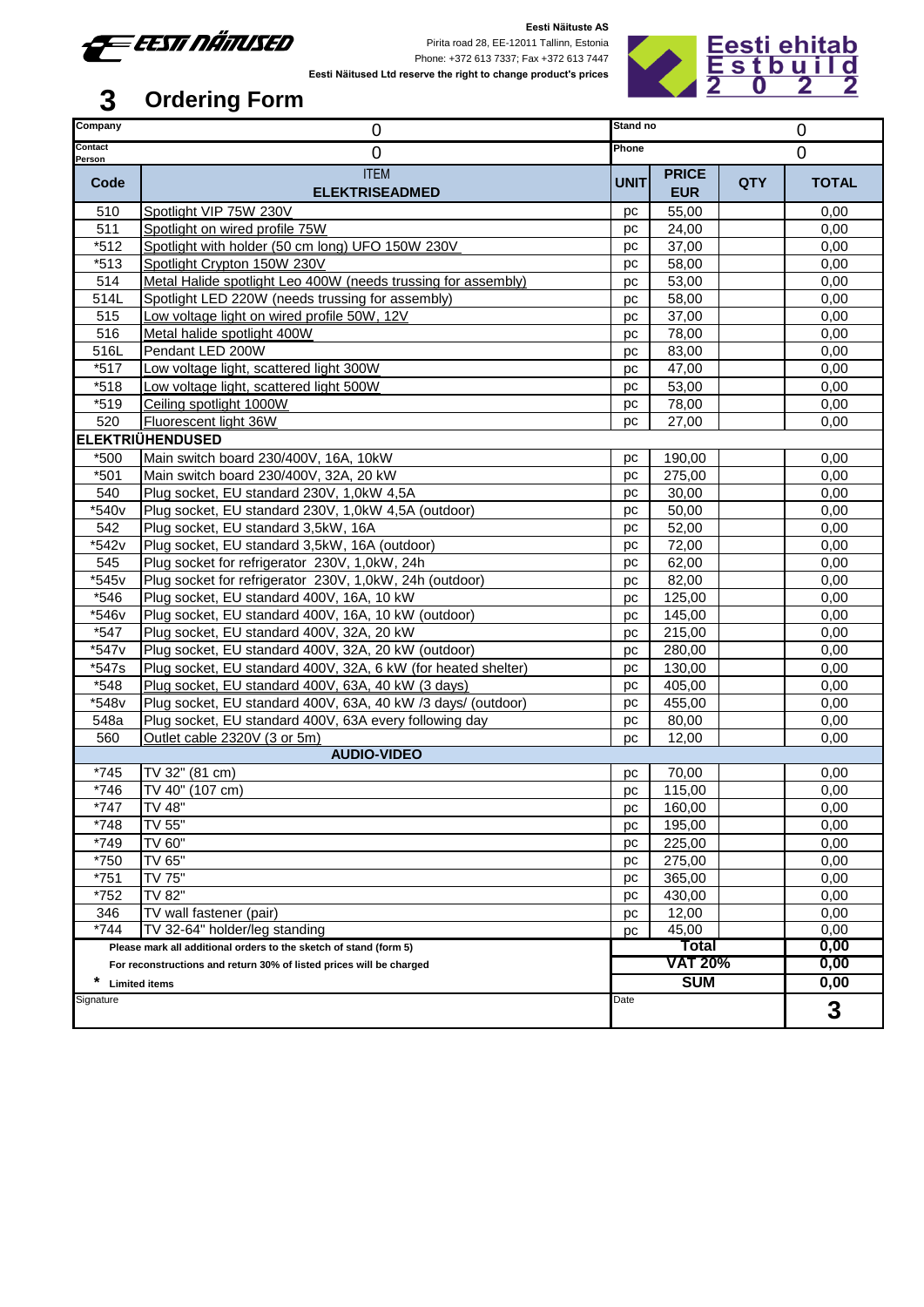**Eesti Näitused AS**
Pirita road 28, EE-12011 Tallinn, Estonia
Phone: +372 613 7337; Fax +372 613 7447
**Eesti Näitused Ltd reserve the right to change product's prices**

Eesti ehitab
Estbuild
2022

# 3 Ordering Form

| Company | 0 | Stand no | | | 0 |
|---|---|---|---|---|---|
| Contact Person | 0 | Phone | | | 0 |
| **Code** | ITEM **ELEKTRISEADMED** | **UNIT** | **PRICE EUR** | **QTY** | **TOTAL** |
| 510 | Spotlight VIP 75W 230V | pc | 55,00 | | 0,00 |
| 511 | Spotlight on wired profile 75W | pc | 24,00 | | 0,00 |
| *512 | Spotlight with holder (50 cm long) UFO 150W 230V | pc | 37,00 | | 0,00 |
| *513 | Spotlight Crypton 150W 230V | pc | 58,00 | | 0,00 |
| 514 | Metal Halide spotlight Leo 400W (needs trussing for assembly) | pc | 53,00 | | 0,00 |
| 514L | Spotlight LED 220W (needs trussing for assembly) | pc | 58,00 | | 0,00 |
| 515 | Low voltage light on wired profile 50W, 12V | pc | 37,00 | | 0,00 |
| 516 | Metal halide spotlight 400W | pc | 78,00 | | 0,00 |
| 516L | Pendant LED 200W | pc | 83,00 | | 0,00 |
| *517 | Low voltage light, scattered light 300W | pc | 47,00 | | 0,00 |
| *518 | Low voltage light, scattered light 500W | pc | 53,00 | | 0,00 |
| *519 | Ceiling spotlight 1000W | pc | 78,00 | | 0,00 |
| 520 | Fluorescent light 36W | pc | 27,00 | | 0,00 |
| **ELEKTRIÜHENDUSED** | | | | | |
| *500 | Main switch board 230/400V, 16A, 10kW | pc | 190,00 | | 0,00 |
| *501 | Main switch board 230/400V, 32A, 20 kW | pc | 275,00 | | 0,00 |
| 540 | Plug socket, EU standard 230V, 1,0kW 4,5A | pc | 30,00 | | 0,00 |
| *540v | Plug socket, EU standard 230V, 1,0kW 4,5A (outdoor) | pc | 50,00 | | 0,00 |
| 542 | Plug socket, EU standard 3,5kW, 16A | pc | 52,00 | | 0,00 |
| *542v | Plug socket, EU standard 3,5kW, 16A (outdoor) | pc | 72,00 | | 0,00 |
| 545 | Plug socket for refrigerator 230V, 1,0kW, 24h | pc | 62,00 | | 0,00 |
| *545v | Plug socket for refrigerator 230V, 1,0kW, 24h (outdoor) | pc | 82,00 | | 0,00 |
| *546 | Plug socket, EU standard 400V, 16A, 10 kW | pc | 125,00 | | 0,00 |
| *546v | Plug socket, EU standard 400V, 16A, 10 kW (outdoor) | pc | 145,00 | | 0,00 |
| *547 | Plug socket, EU standard 400V, 32A, 20 kW | pc | 215,00 | | 0,00 |
| *547v | Plug socket, EU standard 400V, 32A, 20 kW (outdoor) | pc | 280,00 | | 0,00 |
| *547s | Plug socket, EU standard 400V, 32A, 6 kW (for heated shelter) | pc | 130,00 | | 0,00 |
| *548 | Plug socket, EU standard 400V, 63A, 40 kW (3 days) | pc | 405,00 | | 0,00 |
| *548v | Plug socket, EU standard 400V, 63A, 40 kW /3 days/ (outdoor) | pc | 455,00 | | 0,00 |
| 548a | Plug socket, EU standard 400V, 63A every following day | pc | 80,00 | | 0,00 |
| 560 | Outlet cable 2320V (3 or 5m) | pc | 12,00 | | 0,00 |
| | **AUDIO-VIDEO** | | | | |
| *745 | TV 32" (81 cm) | pc | 70,00 | | 0,00 |
| *746 | TV 40" (107 cm) | pc | 115,00 | | 0,00 |
| *747 | TV 48" | pc | 160,00 | | 0,00 |
| *748 | TV 55" | pc | 195,00 | | 0,00 |
| *749 | TV 60" | pc | 225,00 | | 0,00 |
| *750 | TV 65" | pc | 275,00 | | 0,00 |
| *751 | TV 75" | pc | 365,00 | | 0,00 |
| *752 | TV 82" | pc | 430,00 | | 0,00 |
| 346 | TV wall fastener (pair) | pc | 12,00 | | 0,00 |
| *744 | TV 32-64" holder/leg standing | pc | 45,00 | | 0,00 |
| | **Please mark all additional orders to the sketch of stand (form 5)** | | **Total** | | **0,00** |
| | **For reconstructions and return 30% of listed prices will be charged** | | **VAT 20%** | | **0,00** |
| | * **Limited items** | | **SUM** | | **0,00** |
| Signature | | Date | | | **3** |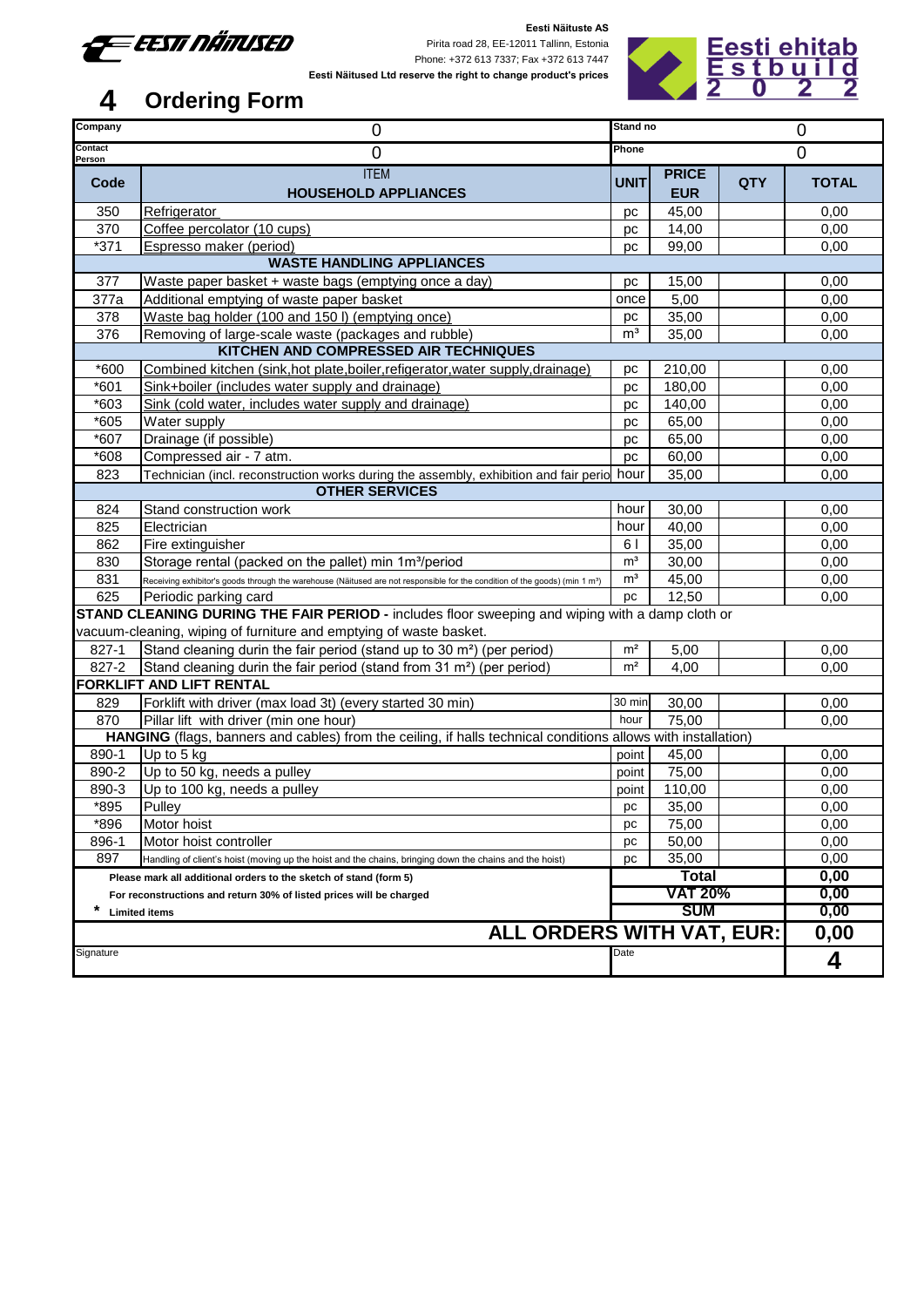Eesti Näituste AS
Pirita road 28, EE-12011 Tallinn, Estonia
Phone: +372 613 7337; Fax +372 613 7447
**Eesti Näitused Ltd reserve the right to change product's prices**

Eesti ehitab
Estbuild
2022

# 4 Ordering Form

| Company | 0 | Stand no | 0 |
|---|---|---|---|
| Contact Person | 0 | Phone | 0 |

| Code | ITEM<br>**HOUSEHOLD APPLIANCES** | UNIT | PRICE EUR | QTY | TOTAL |
|---|---|---|---|---|---|
| 350 | Refrigerator | pc | 45,00 | | 0,00 |
| 370 | Coffee percolator (10 cups) | pc | 14,00 | | 0,00 |
| *371 | Espresso maker (period) | pc | 99,00 | | 0,00 |
| | **WASTE HANDLING APPLIANCES** | | | | |
| 377 | Waste paper basket + waste bags (emptying once a day) | pc | 15,00 | | 0,00 |
| 377a | Additional emptying of waste paper basket | once | 5,00 | | 0,00 |
| 378 | Waste bag holder (100 and 150 l) (emptying once) | pc | 35,00 | | 0,00 |
| 376 | Removing of large-scale waste (packages and rubble) | m³ | 35,00 | | 0,00 |
| | **KITCHEN AND COMPRESSED AIR TECHNIQUES** | | | | |
| *600 | Combined kitchen (sink,hot plate,boiler,refigerator,water supply,drainage) | pc | 210,00 | | 0,00 |
| *601 | Sink+boiler (includes water supply and drainage) | pc | 180,00 | | 0,00 |
| *603 | Sink (cold water, includes water supply and drainage) | pc | 140,00 | | 0,00 |
| *605 | Water supply | pc | 65,00 | | 0,00 |
| *607 | Drainage (if possible) | pc | 65,00 | | 0,00 |
| *608 | Compressed air - 7 atm. | pc | 60,00 | | 0,00 |
| 823 | Technician (incl. reconstruction works during the assembly, exhibition and fair perio | hour | 35,00 | | 0,00 |
| | **OTHER SERVICES** | | | | |
| 824 | Stand construction work | hour | 30,00 | | 0,00 |
| 825 | Electrician | hour | 40,00 | | 0,00 |
| 862 | Fire extinguisher | 6 l | 35,00 | | 0,00 |
| 830 | Storage rental (packed on the pallet) min 1m³/period | m³ | 30,00 | | 0,00 |
| 831 | Receiving exhibitor's goods through the warehouse (Näitused are not responsible for the condition of the goods) (min 1 m³) | m³ | 45,00 | | 0,00 |
| 625 | Periodic parking card | pc | 12,50 | | 0,00 |
| **STAND CLEANING DURING THE FAIR PERIOD -** includes floor sweeping and wiping with a damp cloth or vacuum-cleaning, wiping of furniture and emptying of waste basket. | | | | | |
| 827-1 | Stand cleaning durin the fair period (stand up to 30 m²) (per period) | m² | 5,00 | | 0,00 |
| 827-2 | Stand cleaning durin the fair period (stand from 31 m²) (per period) | m² | 4,00 | | 0,00 |
| **FORKLIFT AND LIFT RENTAL** | | | | | |
| 829 | Forklift with driver (max load 3t) (every started 30 min) | 30 min | 30,00 | | 0,00 |
| 870 | Pillar lift with driver (min one hour) | hour | 75,00 | | 0,00 |
| **HANGING** (flags, banners and cables) from the ceiling, if halls technical conditions allows with installation) | | | | | |
| 890-1 | Up to 5 kg | point | 45,00 | | 0,00 |
| 890-2 | Up to 50 kg, needs a pulley | point | 75,00 | | 0,00 |
| 890-3 | Up to 100 kg, needs a pulley | point | 110,00 | | 0,00 |
| *895 | Pulley | pc | 35,00 | | 0,00 |
| *896 | Motor hoist | pc | 75,00 | | 0,00 |
| 896-1 | Motor hoist controller | pc | 50,00 | | 0,00 |
| 897 | Handling of client's hoist (moving up the hoist and the chains, bringing down the chains and the hoist) | pc | 35,00 | | 0,00 |
| | **Please mark all additional orders to the sketch of stand (form 5)** | **Total** | | | **0,00** |
| | **For reconstructions and return 30% of listed prices will be charged** | **VAT 20%** | | | **0,00** |
| * | **Limited items** | **SUM** | | | **0,00** |
| | | **ALL ORDERS WITH VAT, EUR:** | | | **0,00** |
| Signature | | Date | | | **4** |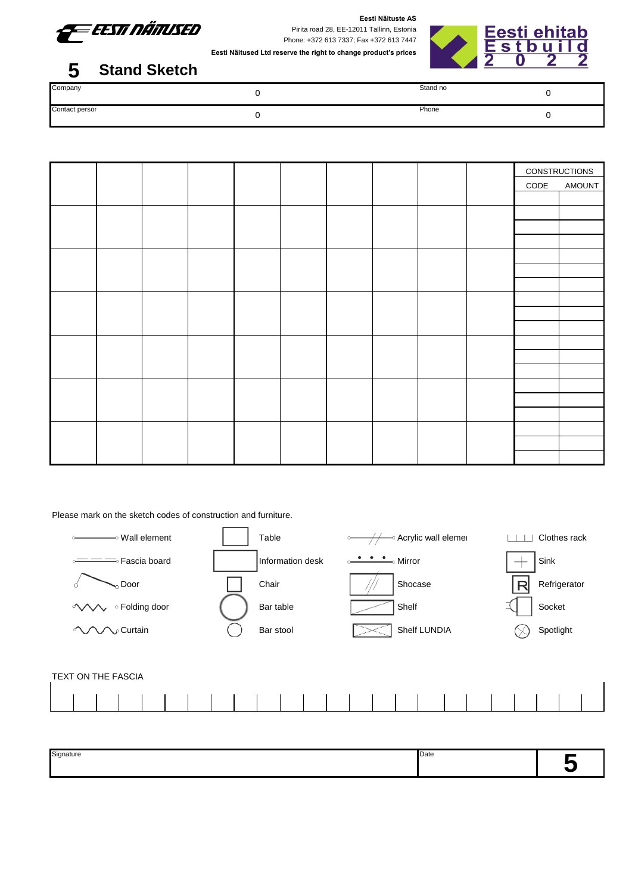**Eesti Näituste AS**
Pirita road 28, EE-12011 Tallinn, Estonia
Phone: +372 613 7337; Fax +372 613 7447

**Eesti Näitused Ltd reserve the right to change product's prices**

Eesti ehitab
Estbuild
2022

# 5 Stand Sketch

| | | | |
|---|---|---|---|
| Company | 0 | Stand no | 0 |
| Contact persor | 0 | Phone | 0 |

| CONSTRUCTIONS | |
|---|---|
| CODE | AMOUNT |
| | |
| | |
| | |
| | |
| | |
| | |
| | |
| | |
| | |
| | |
| | |
| | |
| | |
| | |
| | |
| | |
| | |
| | |
| | |

Please mark on the sketch codes of construction and furniture.

| | | | |
|---|---|---|---|
| Wall element | Table | Acrylic wall elemei | Clothes rack |
| Fascia board | Information desk | Mirror | Sink |
| Door | Chair | Shocase | Refrigerator |
| Folding door | Bar table | Shelf | Socket |
| Curtain | Bar stool | Shelf LUNDIA | Spotlight |

TEXT ON THE FASCIA

| | |
|---|---|
| Signature | Date |

**5**